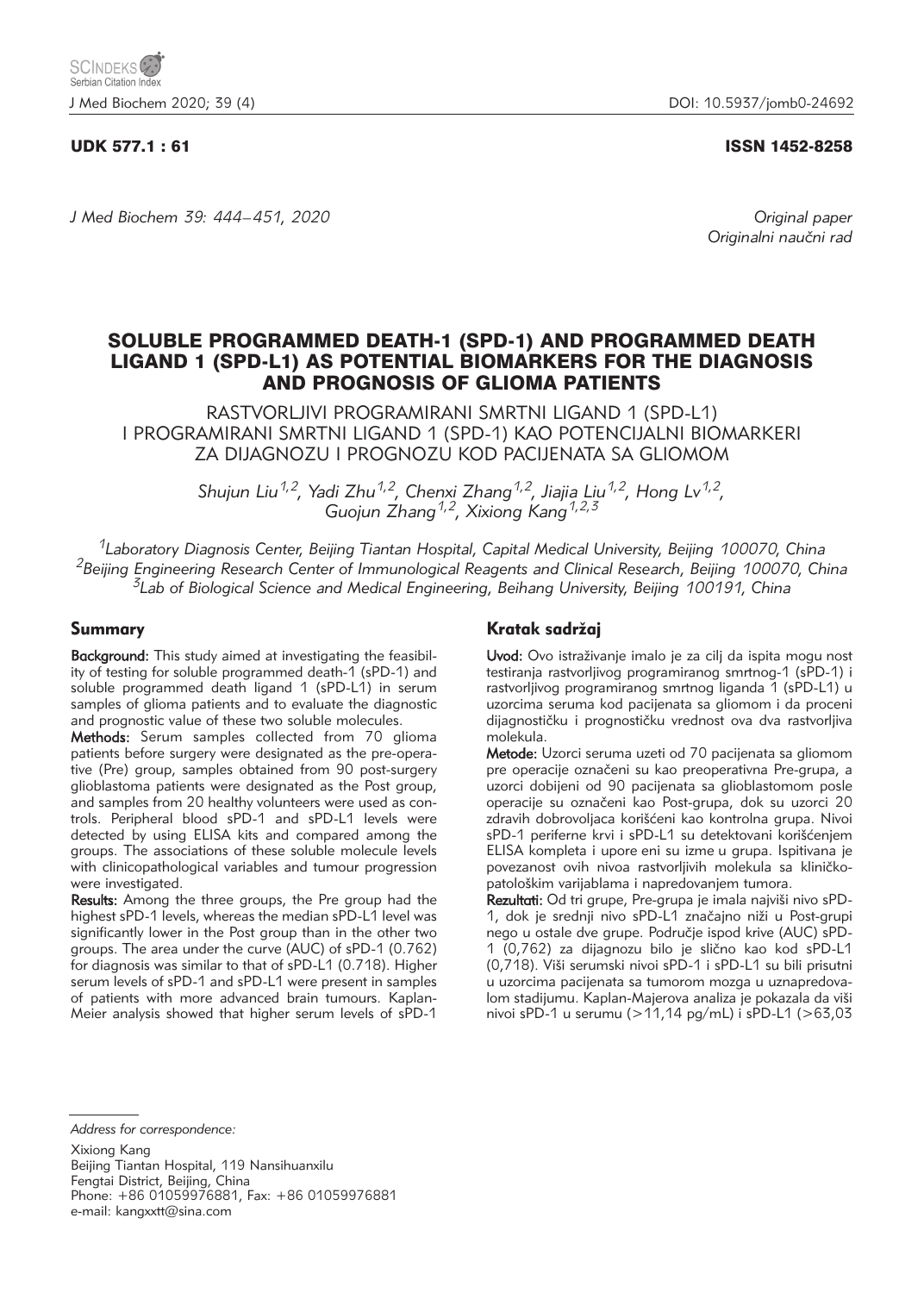UDK 577.1 : 61 ISSN 1452-8258

*Original paper*
*Originalni naučni rad*

# SOLUBLE PROGRAMMED DEATH-1 (SPD-1) AND PROGRAMMED DEATH LIGAND 1 (SPD-L1) AS POTENTIAL BIOMARKERS FOR THE DIAGNOSIS AND PROGNOSIS OF GLIOMA PATIENTS

RASTVORLJIVI PROGRAMIRANI SMRTNI LIGAND 1 (SPD-L1) I PROGRAMIRANI SMRTNI LIGAND 1 (SPD-1) KAO POTENCIJALNI BIOMARKERI ZA DIJAGNOZU I PROGNOZU KOD PACIJENATA SA GLIOMOM

*Shujun Liu[1,2], Yadi Zhu[1,2], Chenxi Zhang[1,2], Jiajia Liu[1,2], Hong Lv[1,2], Guojun Zhang[1,2], Xixiong Kang[1,2,3]*

[1]*Laboratory Diagnosis Center, Beijing Tiantan Hospital, Capital Medical University, Beijing 100070, China*
[2]*Beijing Engineering Research Center of Immunological Reagents and Clinical Research, Beijing 100070, China*
[3]*Lab of Biological Science and Medical Engineering, Beihang University, Beijing 100191, China*

## Summary

**Background:** This study aimed at investigating the feasibility of testing for soluble programmed death-1 (sPD-1) and soluble programmed death ligand 1 (sPD-L1) in serum samples of glioma patients and to evaluate the diagnostic and prognostic value of these two soluble molecules.

**Methods:** Serum samples collected from 70 glioma patients before surgery were designated as the pre-operative (Pre) group, samples obtained from 90 post-surgery glioblastoma patients were designated as the Post group, and samples from 20 healthy volunteers were used as controls. Peripheral blood sPD-1 and sPD-L1 levels were detected by using ELISA kits and compared among the groups. The associations of these soluble molecule levels with clinicopathological variables and tumour progression were investigated.

**Results:** Among the three groups, the Pre group had the highest sPD-1 levels, whereas the median sPD-L1 level was significantly lower in the Post group than in the other two groups. The area under the curve (AUC) of sPD-1 (0.762) for diagnosis was similar to that of sPD-L1 (0.718). Higher serum levels of sPD-1 and sPD-L1 were present in samples of patients with more advanced brain tumours. Kaplan-Meier analysis showed that higher serum levels of sPD-1

## Kratak sadržaj

**Uvod:** Ovo istraživanje imalo je za cilj da ispita mogu nost testiranja rastvorljivog programiranog smrtnog-1 (sPD-1) i rastvorljivog programiranog smrtnog liganda 1 (sPD-L1) u uzorcima seruma kod pacijenata sa gliomom i da proceni dijagnostičku i prognostičku vrednost ova dva rastvorljiva molekula.

**Metode:** Uzorci seruma uzeti od 70 pacijenata sa gliomom pre operacije označeni su kao preoperativna Pre-grupa, a uzorci dobijeni od 90 pacijenata sa glioblastomom posle operacije su označeni kao Post-grupa, dok su uzorci 20 zdravih dobrovoljaca korišćeni kao kontrolna grupa. Nivoi sPD-1 periferne krvi i sPD-L1 su detektovani korišćenjem ELISA kompleta i upore eni su izme u grupa. Ispitivana je povezanost ovih nivoa rastvorljivih molekula sa kliničko-patološkim varijablama i napredovanjem tumora.

**Rezultati:** Od tri grupe, Pre-grupa je imala najviši nivo sPD-1, dok je srednji nivo sPD-L1 značajno niži u Post-grupi nego u ostale dve grupe. Područje ispod krive (AUC) sPD-1 (0,762) za dijagnozu bilo je slično kao kod sPD-L1 (0,718). Viši serumski nivoi sPD-1 i sPD-L1 su bili prisutni u uzorcima pacijenata sa tumorom mozga u uznapredovalom stadijumu. Kaplan-Majerova analiza je pokazala da viši nivoi sPD-1 u serumu (>11,14 pg/mL) i sPD-L1 (>63,03

---

*Address for correspondence:*

Xixiong Kang
Beijing Tiantan Hospital, 119 Nansihuanxilu
Fengtai District, Beijing, China
Phone: +86 01059976881, Fax: +86 01059976881
e-mail: kangxxtt@sina.com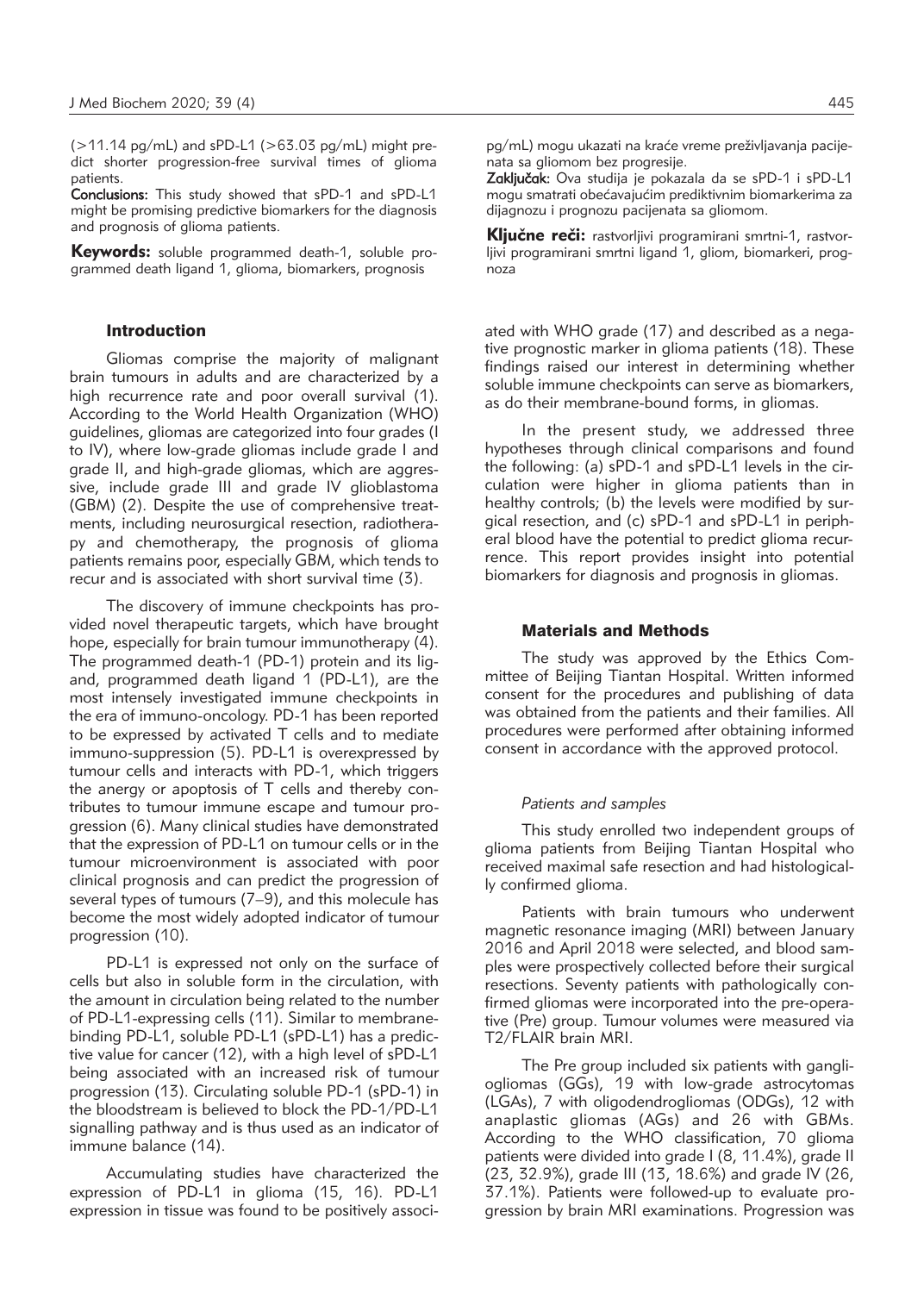(>11.14 pg/mL) and sPD-L1 (>63.03 pg/mL) might predict shorter progression-free survival times of glioma patients.

**Conclusions:** This study showed that sPD-1 and sPD-L1 might be promising predictive biomarkers for the diagnosis and prognosis of glioma patients.

**Keywords:** soluble programmed death-1, soluble programmed death ligand 1, glioma, biomarkers, prognosis

pg/mL) mogu ukazati na kraće vreme preživljavanja pacijenata sa gliomom bez progresije.

**Zaključak:** Ova studija je pokazala da se sPD-1 i sPD-L1 mogu smatrati obećavajućim prediktivnim biomarkerima za dijagnozu i prognozu pacijenata sa gliomom.

**Ključne reči:** rastvorljivi programirani smrtni-1, rastvorljivi programirani smrtni ligand 1, gliom, biomarkeri, prognoza

## Introduction

Gliomas comprise the majority of malignant brain tumours in adults and are characterized by a high recurrence rate and poor overall survival (1). According to the World Health Organization (WHO) guidelines, gliomas are categorized into four grades (I to IV), where low-grade gliomas include grade I and grade II, and high-grade gliomas, which are aggressive, include grade III and grade IV glioblastoma (GBM) (2). Despite the use of comprehensive treatments, including neurosurgical resection, radiotherapy and chemotherapy, the prognosis of glioma patients remains poor, especially GBM, which tends to recur and is associated with short survival time (3).

The discovery of immune checkpoints has provided novel therapeutic targets, which have brought hope, especially for brain tumour immunotherapy (4). The programmed death-1 (PD-1) protein and its ligand, programmed death ligand 1 (PD-L1), are the most intensely investigated immune checkpoints in the era of immuno-oncology. PD-1 has been reported to be expressed by activated T cells and to mediate immuno-suppression (5). PD-L1 is overexpressed by tumour cells and interacts with PD-1, which triggers the anergy or apoptosis of T cells and thereby contributes to tumour immune escape and tumour progression (6). Many clinical studies have demonstrated that the expression of PD-L1 on tumour cells or in the tumour microenvironment is associated with poor clinical prognosis and can predict the progression of several types of tumours (7–9), and this molecule has become the most widely adopted indicator of tumour progression (10).

PD-L1 is expressed not only on the surface of cells but also in soluble form in the circulation, with the amount in circulation being related to the number of PD-L1-expressing cells (11). Similar to membrane-binding PD-L1, soluble PD-L1 (sPD-L1) has a predictive value for cancer (12), with a high level of sPD-L1 being associated with an increased risk of tumour progression (13). Circulating soluble PD-1 (sPD-1) in the bloodstream is believed to block the PD-1/PD-L1 signalling pathway and is thus used as an indicator of immune balance (14).

Accumulating studies have characterized the expression of PD-L1 in glioma (15, 16). PD-L1 expression in tissue was found to be positively associated with WHO grade (17) and described as a negative prognostic marker in glioma patients (18). These findings raised our interest in determining whether soluble immune checkpoints can serve as biomarkers, as do their membrane-bound forms, in gliomas.

In the present study, we addressed three hypotheses through clinical comparisons and found the following: (a) sPD-1 and sPD-L1 levels in the circulation were higher in glioma patients than in healthy controls; (b) the levels were modified by surgical resection, and (c) sPD-1 and sPD-L1 in peripheral blood have the potential to predict glioma recurrence. This report provides insight into potential biomarkers for diagnosis and prognosis in gliomas.

## Materials and Methods

The study was approved by the Ethics Committee of Beijing Tiantan Hospital. Written informed consent for the procedures and publishing of data was obtained from the patients and their families. All procedures were performed after obtaining informed consent in accordance with the approved protocol.

### *Patients and samples*

This study enrolled two independent groups of glioma patients from Beijing Tiantan Hospital who received maximal safe resection and had histologically confirmed glioma.

Patients with brain tumours who underwent magnetic resonance imaging (MRI) between January 2016 and April 2018 were selected, and blood samples were prospectively collected before their surgical resections. Seventy patients with pathologically confirmed gliomas were incorporated into the pre-operative (Pre) group. Tumour volumes were measured via T2/FLAIR brain MRI.

The Pre group included six patients with gangliogliomas (GGs), 19 with low-grade astrocytomas (LGAs), 7 with oligodendrogliomas (ODGs), 12 with anaplastic gliomas (AGs) and 26 with GBMs. According to the WHO classification, 70 glioma patients were divided into grade I (8, 11.4%), grade II (23, 32.9%), grade III (13, 18.6%) and grade IV (26, 37.1%). Patients were followed-up to evaluate progression by brain MRI examinations. Progression was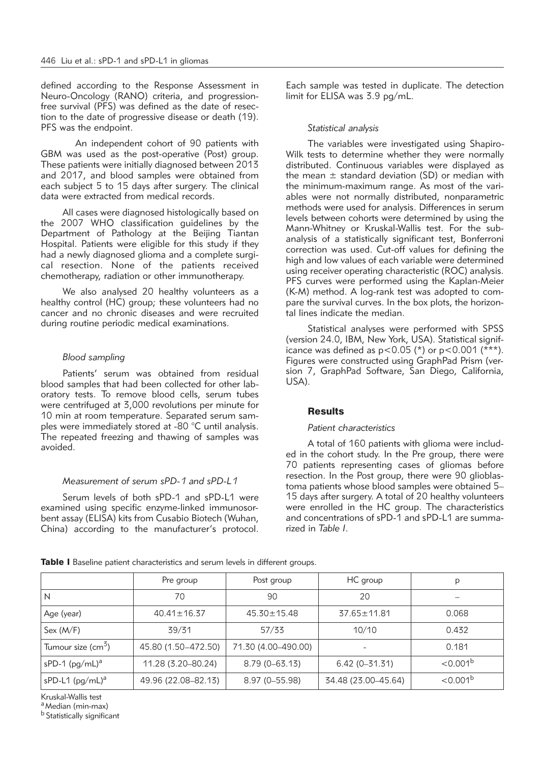defined according to the Response Assessment in Neuro-Oncology (RANO) criteria, and progression-free survival (PFS) was defined as the date of resection to the date of progressive disease or death (19). PFS was the endpoint.

An independent cohort of 90 patients with GBM was used as the post-operative (Post) group. These patients were initially diagnosed between 2013 and 2017, and blood samples were obtained from each subject 5 to 15 days after surgery. The clinical data were extracted from medical records.

All cases were diagnosed histologically based on the 2007 WHO classification guidelines by the Department of Pathology at the Beijing Tiantan Hospital. Patients were eligible for this study if they had a newly diagnosed glioma and a complete surgical resection. None of the patients received chemotherapy, radiation or other immunotherapy.

We also analysed 20 healthy volunteers as a healthy control (HC) group; these volunteers had no cancer and no chronic diseases and were recruited during routine periodic medical examinations.

### *Blood sampling*

Patients' serum was obtained from residual blood samples that had been collected for other laboratory tests. To remove blood cells, serum tubes were centrifuged at 3,000 revolutions per minute for 10 min at room temperature. Separated serum samples were immediately stored at -80 °C until analysis. The repeated freezing and thawing of samples was avoided.

### *Measurement of serum sPD-1 and sPD-L1*

Serum levels of both sPD-1 and sPD-L1 were examined using specific enzyme-linked immunosorbent assay (ELISA) kits from Cusabio Biotech (Wuhan, China) according to the manufacturer's protocol. Each sample was tested in duplicate. The detection limit for ELISA was 3.9 pg/mL.

### *Statistical analysis*

The variables were investigated using Shapiro-Wilk tests to determine whether they were normally distributed. Continuous variables were displayed as the mean ± standard deviation (SD) or median with the minimum-maximum range. As most of the variables were not normally distributed, nonparametric methods were used for analysis. Differences in serum levels between cohorts were determined by using the Mann-Whitney or Kruskal-Wallis test. For the sub-analysis of a statistically significant test, Bonferroni correction was used. Cut-off values for defining the high and low values of each variable were determined using receiver operating characteristic (ROC) analysis. PFS curves were performed using the Kaplan-Meier (K-M) method. A log-rank test was adopted to compare the survival curves. In the box plots, the horizontal lines indicate the median.

Statistical analyses were performed with SPSS (version 24.0, IBM, New York, USA). Statistical significance was defined as $p<0.05$ (*) or $p<0.001$ (***). Figures were constructed using GraphPad Prism (version 7, GraphPad Software, San Diego, California, USA).

## Results

### *Patient characteristics*

A total of 160 patients with glioma were included in the cohort study. In the Pre group, there were 70 patients representing cases of gliomas before resection. In the Post group, there were 90 glioblastoma patients whose blood samples were obtained 5–15 days after surgery. A total of 20 healthy volunteers were enrolled in the HC group. The characteristics and concentrations of sPD-1 and sPD-L1 are summarized in *Table I*.

**Table I** Baseline patient characteristics and serum levels in different groups.

| | Pre group | Post group | HC group | p |
|---|---|---|---|---|
| N | 70 | 90 | 20 | – |
| Age (year) | 40.41±16.37 | 45.30±15.48 | 37.65±11.81 | 0.068 |
| Sex (M/F) | 39/31 | 57/33 | 10/10 | 0.432 |
| Tumour size ($cm^3$) | 45.80 (1.50–472.50) | 71.30 (4.00–490.00) | - | 0.181 |
| sPD-1 (pg/mL)[a] | 11.28 (3.20–80.24) | 8.79 (0–63.13) | 6.42 (0–31.31) | <0.001[b] |
| sPD-L1 (pg/mL)[a] | 49.96 (22.08–82.13) | 8.97 (0–55.98) | 34.48 (23.00–45.64) | <0.001[b] |

Kruskal-Wallis test

[a] Median (min-max)

[b] Statistically significant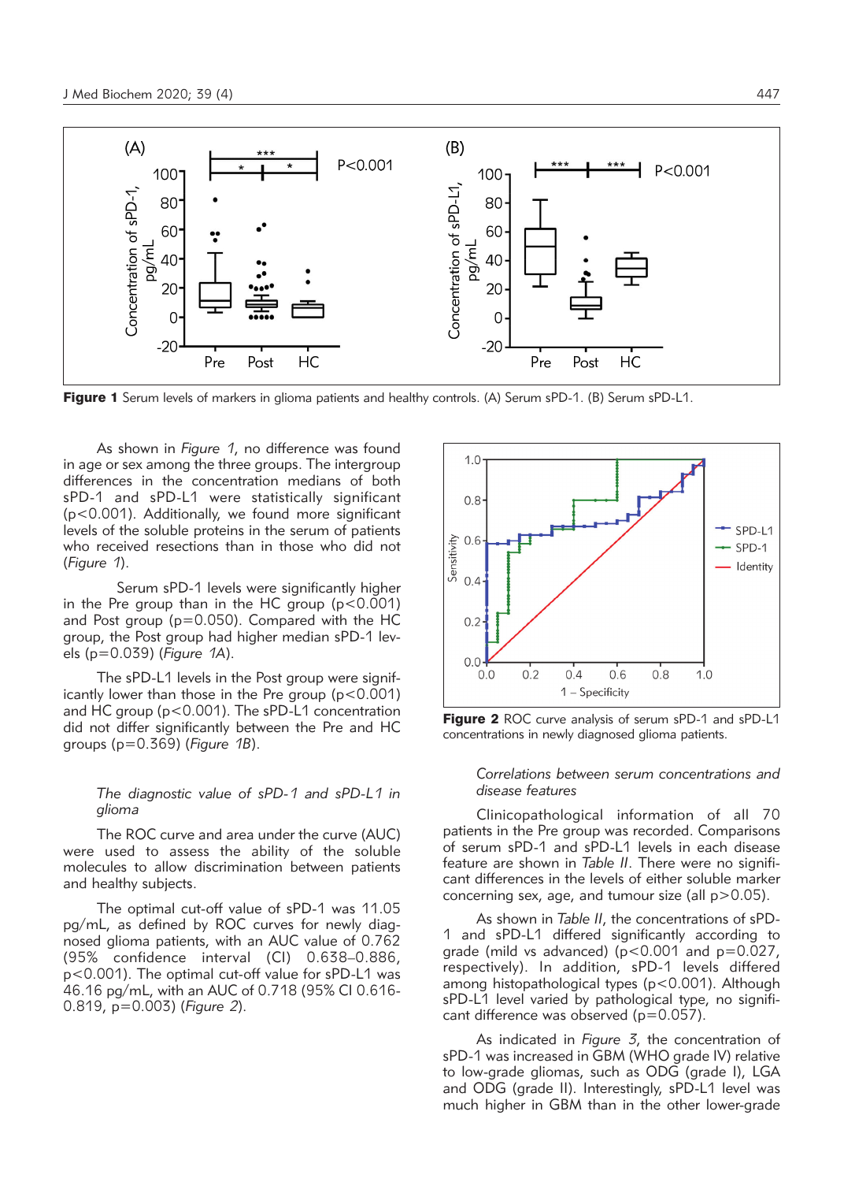**Figure 1** Serum levels of markers in glioma patients and healthy controls. (A) Serum sPD-1. (B) Serum sPD-L1.

As shown in *Figure 1*, no difference was found in age or sex among the three groups. The intergroup differences in the concentration medians of both sPD-1 and sPD-L1 were statistically significant ($p<0.001$). Additionally, we found more significant levels of the soluble proteins in the serum of patients who received resections than in those who did not (*Figure 1*).

Serum sPD-1 levels were significantly higher in the Pre group than in the HC group ($p<0.001$) and Post group ($p=0.050$). Compared with the HC group, the Post group had higher median sPD-1 levels ($p=0.039$) (*Figure 1A*).

The sPD-L1 levels in the Post group were significantly lower than those in the Pre group ($p<0.001$) and HC group ($p<0.001$). The sPD-L1 concentration did not differ significantly between the Pre and HC groups ($p=0.369$) (*Figure 1B*).

### *The diagnostic value of sPD-1 and sPD-L1 in glioma*

The ROC curve and area under the curve (AUC) were used to assess the ability of the soluble molecules to allow discrimination between patients and healthy subjects.

The optimal cut-off value of sPD-1 was 11.05 pg/mL, as defined by ROC curves for newly diagnosed glioma patients, with an AUC value of 0.762 (95% confidence interval (CI) 0.638–0.886, $p<0.001$). The optimal cut-off value for sPD-L1 was 46.16 pg/mL, with an AUC of 0.718 (95% CI 0.616-0.819, $p=0.003$) (*Figure 2*).

**Figure 2** ROC curve analysis of serum sPD-1 and sPD-L1 concentrations in newly diagnosed glioma patients.

### *Correlations between serum concentrations and disease features*

Clinicopathological information of all 70 patients in the Pre group was recorded. Comparisons of serum sPD-1 and sPD-L1 levels in each disease feature are shown in *Table II*. There were no significant differences in the levels of either soluble marker concerning sex, age, and tumour size (all $p>0.05$).

As shown in *Table II*, the concentrations of sPD-1 and sPD-L1 differed significantly according to grade (mild vs advanced) ($p<0.001$ and $p=0.027$, respectively). In addition, sPD-1 levels differed among histopathological types ($p<0.001$). Although sPD-L1 level varied by pathological type, no significant difference was observed ($p=0.057$).

As indicated in *Figure 3*, the concentration of sPD-1 was increased in GBM (WHO grade IV) relative to low-grade gliomas, such as ODG (grade I), LGA and ODG (grade II). Interestingly, sPD-L1 level was much higher in GBM than in the other lower-grade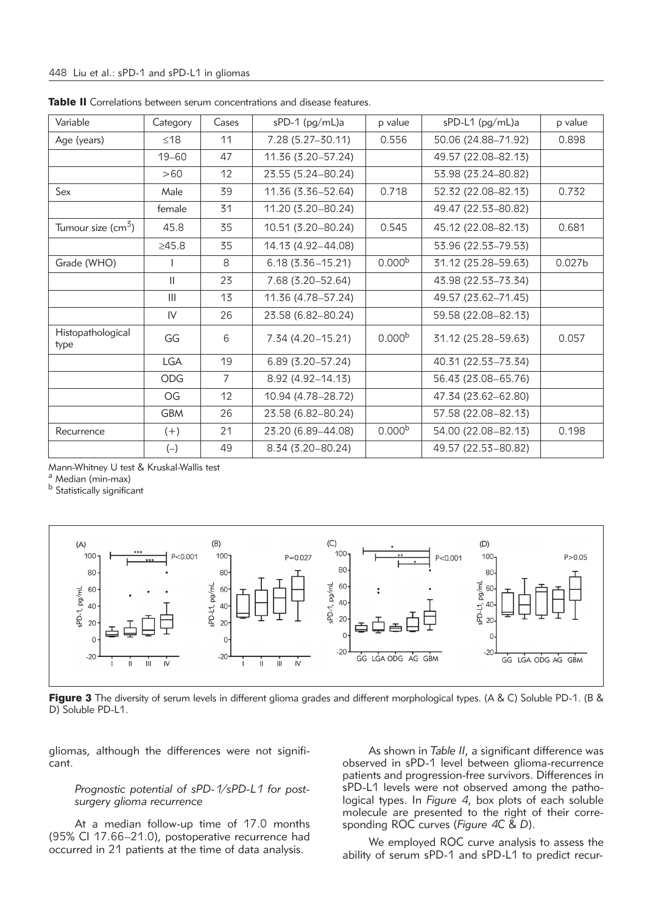**Table II** Correlations between serum concentrations and disease features.

| Variable | Category | Cases | sPD-1 (pg/mL)a | p value | sPD-L1 (pg/mL)a | p value |
|---|---|---|---|---|---|---|
| Age (years) | ≤18 | 11 | 7.28 (5.27–30.11) | 0.556 | 50.06 (24.88–71.92) | 0.898 |
| | 19–60 | 47 | 11.36 (3.20–57.24) | | 49.57 (22.08–82.13) | |
| | >60 | 12 | 23.55 (5.24–80.24) | | 53.98 (23.24–80.82) | |
| Sex | Male | 39 | 11.36 (3.36–52.64) | 0.718 | 52.32 (22.08–82.13) | 0.732 |
| | female | 31 | 11.20 (3.20–80.24) | | 49.47 (22.53–80.82) | |
| Tumour size ($cm^3$) | 45.8 | 35 | 10.51 (3.20–80.24) | 0.545 | 45.12 (22.08–82.13) | 0.681 |
| | ≥45.8 | 35 | 14.13 (4.92–44.08) | | 53.96 (22.53–79.53) | |
| Grade (WHO) | I | 8 | 6.18 (3.36–15.21) | 0.000[b] | 31.12 (25.28–59.63) | 0.027b |
| | II | 23 | 7.68 (3.20–52.64) | | 43.98 (22.53–73.34) | |
| | III | 13 | 11.36 (4.78–57.24) | | 49.57 (23.62–71.45) | |
| | IV | 26 | 23.58 (6.82–80.24) | | 59.58 (22.08–82.13) | |
| Histopathological type | GG | 6 | 7.34 (4.20–15.21) | 0.000[b] | 31.12 (25.28–59.63) | 0.057 |
| | LGA | 19 | 6.89 (3.20–57.24) | | 40.31 (22.53–73.34) | |
| | ODG | 7 | 8.92 (4.92–14.13) | | 56.43 (23.08–65.76) | |
| | OG | 12 | 10.94 (4.78–28.72) | | 47.34 (23.62–62.80) | |
| | GBM | 26 | 23.58 (6.82–80.24) | | 57.58 (22.08–82.13) | |
| Recurrence | (+) | 21 | 23.20 (6.89–44.08) | 0.000[b] | 54.00 (22.08–82.13) | 0.198 |
| | (–) | 49 | 8.34 (3.20–80.24) | | 49.57 (22.53–80.82) | |

Mann-Whitney U test & Kruskal-Wallis test
[a] Median (min-max)
[b] Statistically significant

**Figure 3** The diversity of serum levels in different glioma grades and different morphological types. (A & C) Soluble PD-1. (B & D) Soluble PD-L1.

gliomas, although the differences were not significant.

*Prognostic potential of sPD-1/sPD-L1 for post-surgery glioma recurrence*

At a median follow-up time of 17.0 months (95% CI 17.66–21.0), postoperative recurrence had occurred in 21 patients at the time of data analysis.

As shown in *Table II*, a significant difference was observed in sPD-1 level between glioma-recurrence patients and progression-free survivors. Differences in sPD-L1 levels were not observed among the pathological types. In *Figure 4*, box plots of each soluble molecule are presented to the right of their corresponding ROC curves (*Figure 4C* & *D*).

We employed ROC curve analysis to assess the ability of serum sPD-1 and sPD-L1 to predict recur-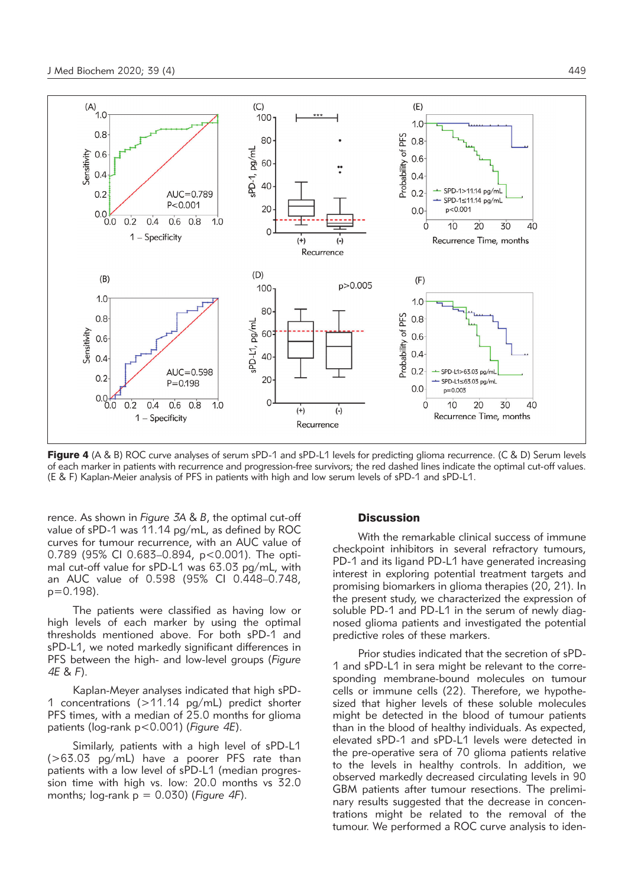**Figure 4** (A & B) ROC curve analyses of serum sPD-1 and sPD-L1 levels for predicting glioma recurrence. (C & D) Serum levels of each marker in patients with recurrence and progression-free survivors; the red dashed lines indicate the optimal cut-off values. (E & F) Kaplan-Meier analysis of PFS in patients with high and low serum levels of sPD-1 and sPD-L1.

rence. As shown in *Figure 3A & B*, the optimal cut-off value of sPD-1 was 11.14 pg/mL, as defined by ROC curves for tumour recurrence, with an AUC value of 0.789 (95% CI 0.683–0.894, p<0.001). The optimal cut-off value for sPD-L1 was 63.03 pg/mL, with an AUC value of 0.598 (95% CI 0.448–0.748, p=0.198).

The patients were classified as having low or high levels of each marker by using the optimal thresholds mentioned above. For both sPD-1 and sPD-L1, we noted markedly significant differences in PFS between the high- and low-level groups (*Figure 4E & F*).

Kaplan-Meyer analyses indicated that high sPD-1 concentrations (>11.14 pg/mL) predict shorter PFS times, with a median of 25.0 months for glioma patients (log-rank p<0.001) (*Figure 4E*).

Similarly, patients with a high level of sPD-L1 (>63.03 pg/mL) have a poorer PFS rate than patients with a low level of sPD-L1 (median progression time with high vs. low: 20.0 months vs 32.0 months; log-rank p = 0.030) (*Figure 4F*).

## Discussion

With the remarkable clinical success of immune checkpoint inhibitors in several refractory tumours, PD-1 and its ligand PD-L1 have generated increasing interest in exploring potential treatment targets and promising biomarkers in glioma therapies (20, 21). In the present study, we characterized the expression of soluble PD-1 and PD-L1 in the serum of newly diagnosed glioma patients and investigated the potential predictive roles of these markers.

Prior studies indicated that the secretion of sPD-1 and sPD-L1 in sera might be relevant to the corresponding membrane-bound molecules on tumour cells or immune cells (22). Therefore, we hypothesized that higher levels of these soluble molecules might be detected in the blood of tumour patients than in the blood of healthy individuals. As expected, elevated sPD-1 and sPD-L1 levels were detected in the pre-operative sera of 70 glioma patients relative to the levels in healthy controls. In addition, we observed markedly decreased circulating levels in 90 GBM patients after tumour resections. The preliminary results suggested that the decrease in concentrations might be related to the removal of the tumour. We performed a ROC curve analysis to iden-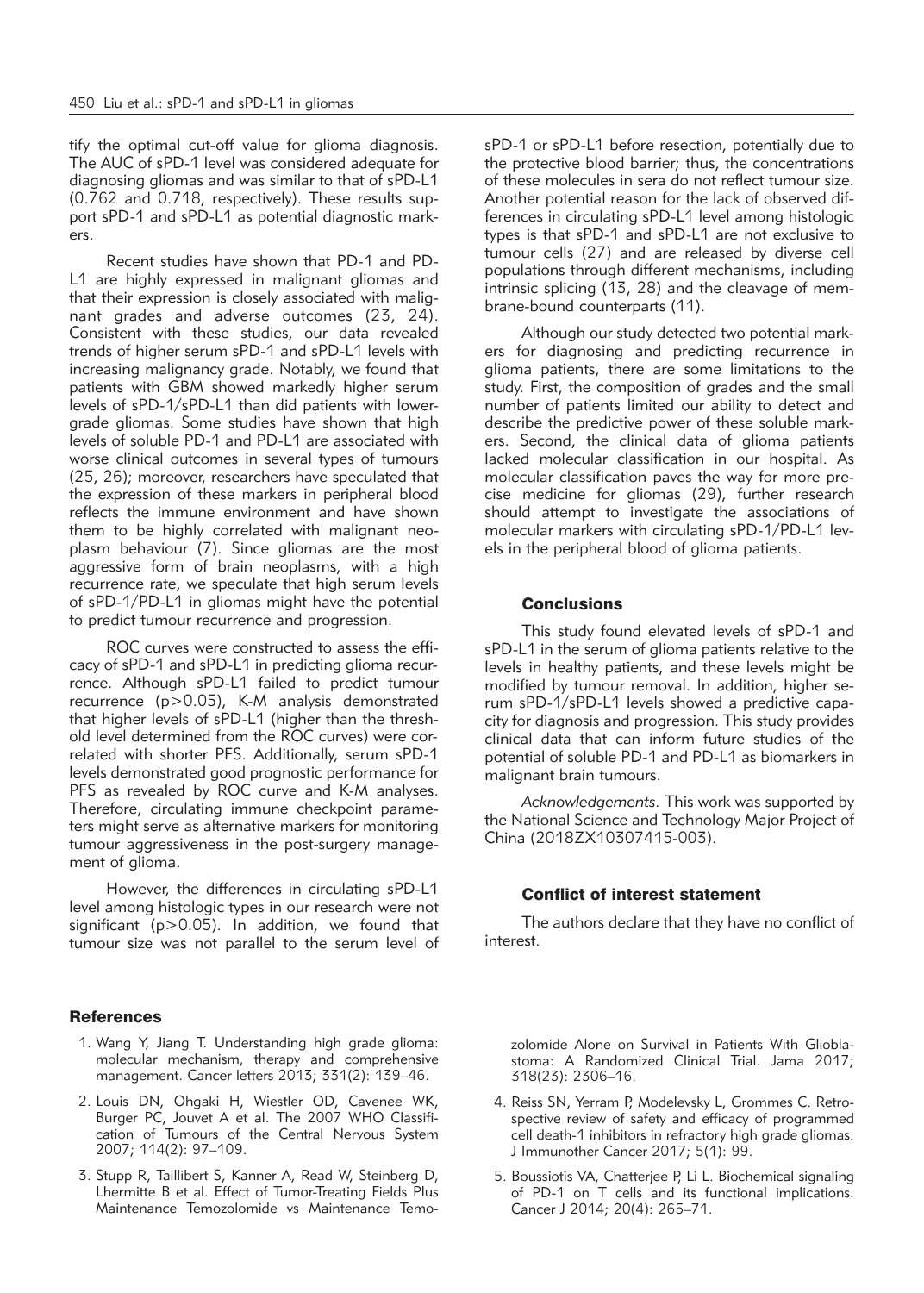tify the optimal cut-off value for glioma diagnosis. The AUC of sPD-1 level was considered adequate for diagnosing gliomas and was similar to that of sPD-L1 (0.762 and 0.718, respectively). These results support sPD-1 and sPD-L1 as potential diagnostic markers.

Recent studies have shown that PD-1 and PD-L1 are highly expressed in malignant gliomas and that their expression is closely associated with malignant grades and adverse outcomes (23, 24). Consistent with these studies, our data revealed trends of higher serum sPD-1 and sPD-L1 levels with increasing malignancy grade. Notably, we found that patients with GBM showed markedly higher serum levels of sPD-1/sPD-L1 than did patients with lower-grade gliomas. Some studies have shown that high levels of soluble PD-1 and PD-L1 are associated with worse clinical outcomes in several types of tumours (25, 26); moreover, researchers have speculated that the expression of these markers in peripheral blood reflects the immune environment and have shown them to be highly correlated with malignant neoplasm behaviour (7). Since gliomas are the most aggressive form of brain neoplasms, with a high recurrence rate, we speculate that high serum levels of sPD-1/PD-L1 in gliomas might have the potential to predict tumour recurrence and progression.

ROC curves were constructed to assess the efficacy of sPD-1 and sPD-L1 in predicting glioma recurrence. Although sPD-L1 failed to predict tumour recurrence ($p>0.05$), K-M analysis demonstrated that higher levels of sPD-L1 (higher than the threshold level determined from the ROC curves) were correlated with shorter PFS. Additionally, serum sPD-1 levels demonstrated good prognostic performance for PFS as revealed by ROC curve and K-M analyses. Therefore, circulating immune checkpoint parameters might serve as alternative markers for monitoring tumour aggressiveness in the post-surgery management of glioma.

However, the differences in circulating sPD-L1 level among histologic types in our research were not significant ($p>0.05$). In addition, we found that tumour size was not parallel to the serum level of sPD-1 or sPD-L1 before resection, potentially due to the protective blood barrier; thus, the concentrations of these molecules in sera do not reflect tumour size. Another potential reason for the lack of observed differences in circulating sPD-L1 level among histologic types is that sPD-1 and sPD-L1 are not exclusive to tumour cells (27) and are released by diverse cell populations through different mechanisms, including intrinsic splicing (13, 28) and the cleavage of membrane-bound counterparts (11).

Although our study detected two potential markers for diagnosing and predicting recurrence in glioma patients, there are some limitations to the study. First, the composition of grades and the small number of patients limited our ability to detect and describe the predictive power of these soluble markers. Second, the clinical data of glioma patients lacked molecular classification in our hospital. As molecular classification paves the way for more precise medicine for gliomas (29), further research should attempt to investigate the associations of molecular markers with circulating sPD-1/PD-L1 levels in the peripheral blood of glioma patients.

## Conclusions

This study found elevated levels of sPD-1 and sPD-L1 in the serum of glioma patients relative to the levels in healthy patients, and these levels might be modified by tumour removal. In addition, higher serum sPD-1/sPD-L1 levels showed a predictive capacity for diagnosis and progression. This study provides clinical data that can inform future studies of the potential of soluble PD-1 and PD-L1 as biomarkers in malignant brain tumours.

*Acknowledgements.* This work was supported by the National Science and Technology Major Project of China (2018ZX10307415-003).

## Conflict of interest statement

The authors declare that they have no conflict of interest.

## References

1. Wang Y, Jiang T. Understanding high grade glioma: molecular mechanism, therapy and comprehensive management. Cancer letters 2013; 331(2): 139–46.
2. Louis DN, Ohgaki H, Wiestler OD, Cavenee WK, Burger PC, Jouvet A et al. The 2007 WHO Classification of Tumours of the Central Nervous System 2007; 114(2): 97–109.
3. Stupp R, Taillibert S, Kanner A, Read W, Steinberg D, Lhermitte B et al. Effect of Tumor-Treating Fields Plus Maintenance Temozolomide vs Maintenance Temozolomide Alone on Survival in Patients With Glioblastoma: A Randomized Clinical Trial. Jama 2017; 318(23): 2306–16.
4. Reiss SN, Yerram P, Modelevsky L, Grommes C. Retrospective review of safety and efficacy of programmed cell death-1 inhibitors in refractory high grade gliomas. J Immunother Cancer 2017; 5(1): 99.
5. Boussiotis VA, Chatterjee P, Li L. Biochemical signaling of PD-1 on T cells and its functional implications. Cancer J 2014; 20(4): 265–71.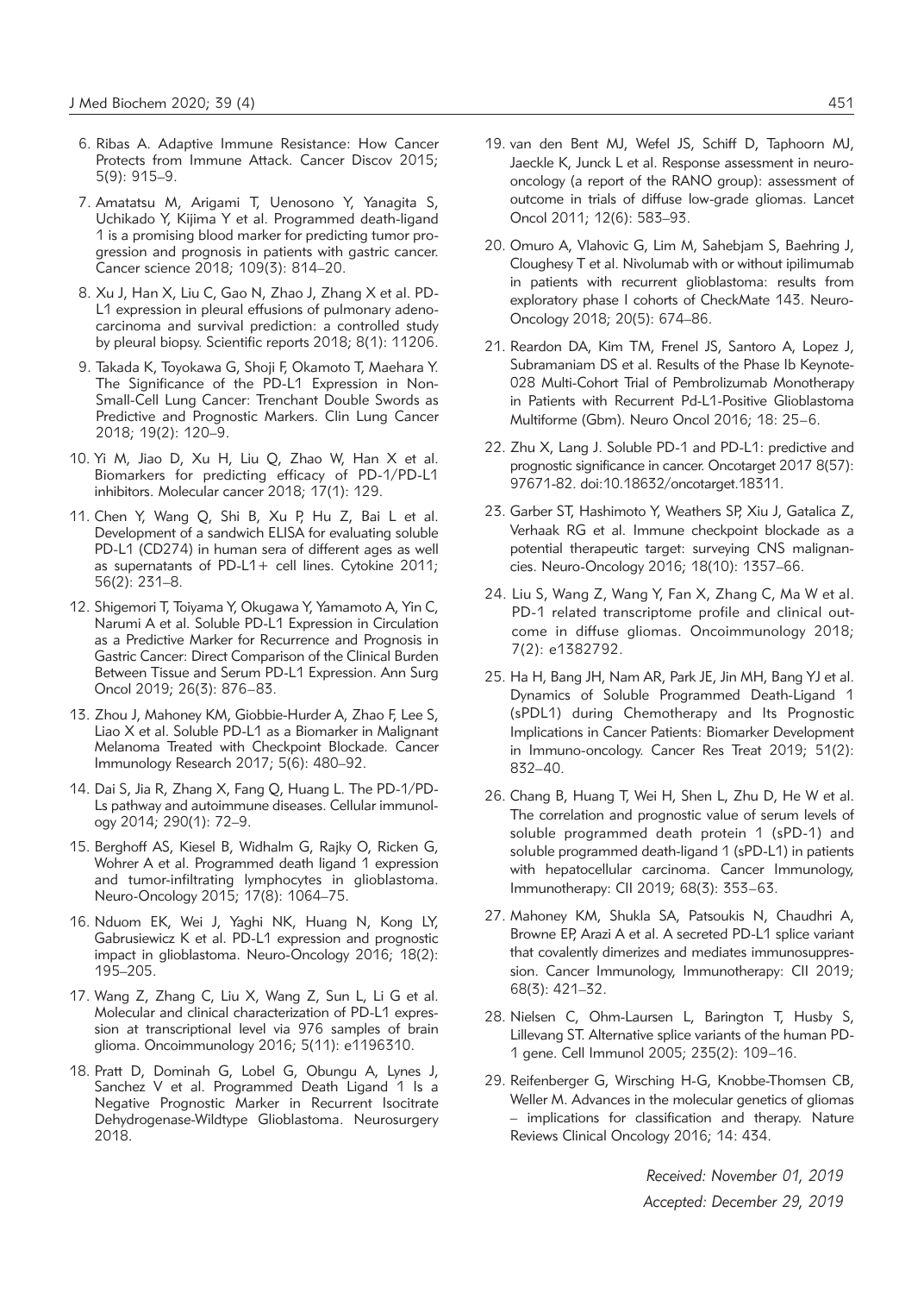6. Ribas A. Adaptive Immune Resistance: How Cancer Protects from Immune Attack. Cancer Discov 2015; 5(9): 915–9.
7. Amatatsu M, Arigami T, Uenosono Y, Yanagita S, Uchikado Y, Kijima Y et al. Programmed death-ligand 1 is a promising blood marker for predicting tumor progression and prognosis in patients with gastric cancer. Cancer science 2018; 109(3): 814–20.
8. Xu J, Han X, Liu C, Gao N, Zhao J, Zhang X et al. PD-L1 expression in pleural effusions of pulmonary adenocarcinoma and survival prediction: a controlled study by pleural biopsy. Scientific reports 2018; 8(1): 11206.
9. Takada K, Toyokawa G, Shoji F, Okamoto T, Maehara Y. The Significance of the PD-L1 Expression in Non-Small-Cell Lung Cancer: Trenchant Double Swords as Predictive and Prognostic Markers. Clin Lung Cancer 2018; 19(2): 120–9.
10. Yi M, Jiao D, Xu H, Liu Q, Zhao W, Han X et al. Biomarkers for predicting efficacy of PD-1/PD-L1 inhibitors. Molecular cancer 2018; 17(1): 129.
11. Chen Y, Wang Q, Shi B, Xu P, Hu Z, Bai L et al. Development of a sandwich ELISA for evaluating soluble PD-L1 (CD274) in human sera of different ages as well as supernatants of PD-L1+ cell lines. Cytokine 2011; 56(2): 231–8.
12. Shigemori T, Toiyama Y, Okugawa Y, Yamamoto A, Yin C, Narumi A et al. Soluble PD-L1 Expression in Circulation as a Predictive Marker for Recurrence and Prognosis in Gastric Cancer: Direct Comparison of the Clinical Burden Between Tissue and Serum PD-L1 Expression. Ann Surg Oncol 2019; 26(3): 876–83.
13. Zhou J, Mahoney KM, Giobbie-Hurder A, Zhao F, Lee S, Liao X et al. Soluble PD-L1 as a Biomarker in Malignant Melanoma Treated with Checkpoint Blockade. Cancer Immunology Research 2017; 5(6): 480–92.
14. Dai S, Jia R, Zhang X, Fang Q, Huang L. The PD-1/PD-Ls pathway and autoimmune diseases. Cellular immunology 2014; 290(1): 72–9.
15. Berghoff AS, Kiesel B, Widhalm G, Rajky O, Ricken G, Wohrer A et al. Programmed death ligand 1 expression and tumor-infiltrating lymphocytes in glioblastoma. Neuro-Oncology 2015; 17(8): 1064–75.
16. Nduom EK, Wei J, Yaghi NK, Huang N, Kong LY, Gabrusiewicz K et al. PD-L1 expression and prognostic impact in glioblastoma. Neuro-Oncology 2016; 18(2): 195–205.
17. Wang Z, Zhang C, Liu X, Wang Z, Sun L, Li G et al. Molecular and clinical characterization of PD-L1 expression at transcriptional level via 976 samples of brain glioma. Oncoimmunology 2016; 5(11): e1196310.
18. Pratt D, Dominah G, Lobel G, Obungu A, Lynes J, Sanchez V et al. Programmed Death Ligand 1 Is a Negative Prognostic Marker in Recurrent Isocitrate Dehydrogenase-Wildtype Glioblastoma. Neurosurgery 2018.
19. van den Bent MJ, Wefel JS, Schiff D, Taphoorn MJ, Jaeckle K, Junck L et al. Response assessment in neuro-oncology (a report of the RANO group): assessment of outcome in trials of diffuse low-grade gliomas. Lancet Oncol 2011; 12(6): 583–93.
20. Omuro A, Vlahovic G, Lim M, Sahebjam S, Baehring J, Cloughesy T et al. Nivolumab with or without ipilimumab in patients with recurrent glioblastoma: results from exploratory phase I cohorts of CheckMate 143. Neuro-Oncology 2018; 20(5): 674–86.
21. Reardon DA, Kim TM, Frenel JS, Santoro A, Lopez J, Subramaniam DS et al. Results of the Phase Ib Keynote-028 Multi-Cohort Trial of Pembrolizumab Monotherapy in Patients with Recurrent Pd-L1-Positive Glioblastoma Multiforme (Gbm). Neuro Oncol 2016; 18: 25–6.
22. Zhu X, Lang J. Soluble PD-1 and PD-L1: predictive and prognostic significance in cancer. Oncotarget 2017 8(57): 97671-82. doi:10.18632/oncotarget.18311.
23. Garber ST, Hashimoto Y, Weathers SP, Xiu J, Gatalica Z, Verhaak RG et al. Immune checkpoint blockade as a potential therapeutic target: surveying CNS malignancies. Neuro-Oncology 2016; 18(10): 1357–66.
24. Liu S, Wang Z, Wang Y, Fan X, Zhang C, Ma W et al. PD-1 related transcriptome profile and clinical outcome in diffuse gliomas. Oncoimmunology 2018; 7(2): e1382792.
25. Ha H, Bang JH, Nam AR, Park JE, Jin MH, Bang YJ et al. Dynamics of Soluble Programmed Death-Ligand 1 (sPDL1) during Chemotherapy and Its Prognostic Implications in Cancer Patients: Biomarker Development in Immuno-oncology. Cancer Res Treat 2019; 51(2): 832–40.
26. Chang B, Huang T, Wei H, Shen L, Zhu D, He W et al. The correlation and prognostic value of serum levels of soluble programmed death protein 1 (sPD-1) and soluble programmed death-ligand 1 (sPD-L1) in patients with hepatocellular carcinoma. Cancer Immunology, Immunotherapy: CII 2019; 68(3): 353–63.
27. Mahoney KM, Shukla SA, Patsoukis N, Chaudhri A, Browne EP, Arazi A et al. A secreted PD-L1 splice variant that covalently dimerizes and mediates immunosuppression. Cancer Immunology, Immunotherapy: CII 2019; 68(3): 421–32.
28. Nielsen C, Ohm-Laursen L, Barington T, Husby S, Lillevang ST. Alternative splice variants of the human PD-1 gene. Cell Immunol 2005; 235(2): 109–16.
29. Reifenberger G, Wirsching H-G, Knobbe-Thomsen CB, Weller M. Advances in the molecular genetics of gliomas – implications for classification and therapy. Nature Reviews Clinical Oncology 2016; 14: 434.

*Received: November 01, 2019*
*Accepted: December 29, 2019*